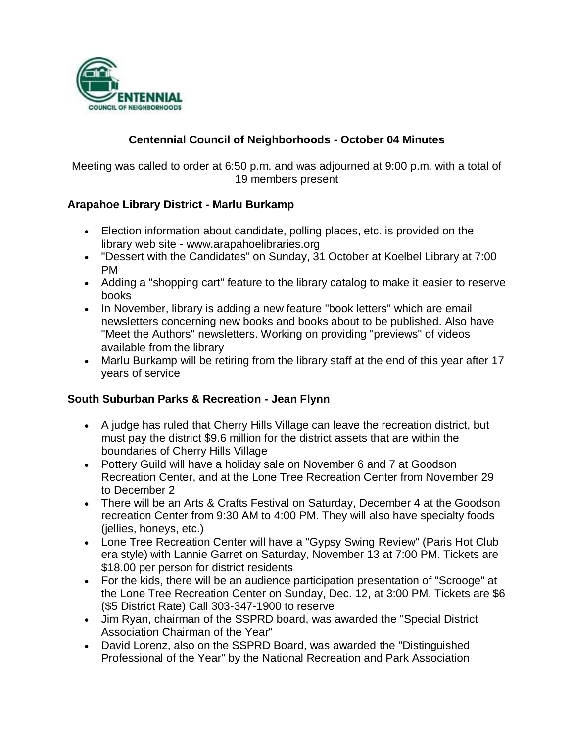# Centennial Council of Neighborhoods - October 04 Minutes

Meeting was called to order at 6:50 p.m. and was adjourned at 9:00 p.m. with a total of 19 members present

### Arapahoe Library District - Marlu Burkamp

- Election information about candidate, polling places, etc. is provided on the library web site - www.arapahoelibraries.org
- "Dessert with the Candidates" on Sunday, 31 October at Koelbel Library at 7:00 PM
- Adding a "shopping cart" feature to the library catalog to make it easier to reserve books
- In November, library is adding a new feature "book letters" which are email newsletters concerning new books and books about to be published. Also have "Meet the Authors" newsletters. Working on providing "previews" of videos available from the library
- Marlu Burkamp will be retiring from the library staff at the end of this year after 17 years of service

### South Suburban Parks & Recreation - Jean Flynn

- A judge has ruled that Cherry Hills Village can leave the recreation district, but must pay the district $9.6 million for the district assets that are within the boundaries of Cherry Hills Village
- Pottery Guild will have a holiday sale on November 6 and 7 at Goodson Recreation Center, and at the Lone Tree Recreation Center from November 29 to December 2
- There will be an Arts & Crafts Festival on Saturday, December 4 at the Goodson recreation Center from 9:30 AM to 4:00 PM. They will also have specialty foods (jellies, honeys, etc.)
- Lone Tree Recreation Center will have a "Gypsy Swing Review" (Paris Hot Club era style) with Lannie Garret on Saturday, November 13 at 7:00 PM. Tickets are $18.00 per person for district residents
- For the kids, there will be an audience participation presentation of "Scrooge" at the Lone Tree Recreation Center on Sunday, Dec. 12, at 3:00 PM. Tickets are $6 ($5 District Rate) Call 303-347-1900 to reserve
- Jim Ryan, chairman of the SSPRD board, was awarded the "Special District Association Chairman of the Year"
- David Lorenz, also on the SSPRD Board, was awarded the "Distinguished Professional of the Year" by the National Recreation and Park Association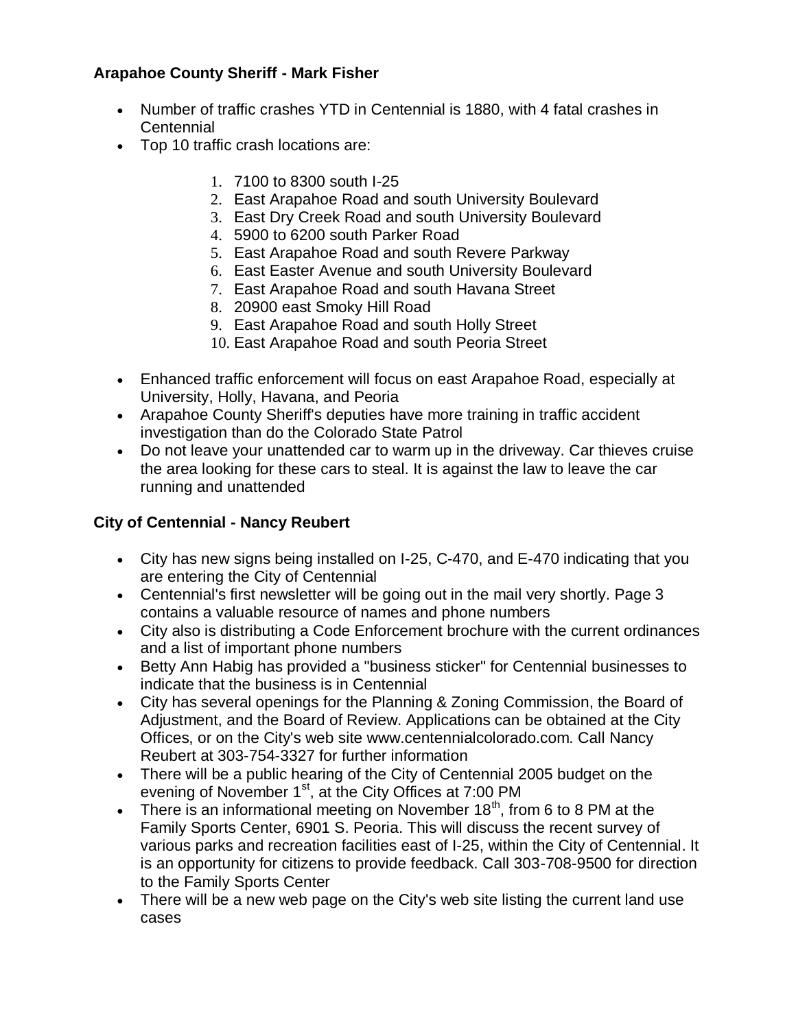### Arapahoe County Sheriff - Mark Fisher

- Number of traffic crashes YTD in Centennial is 1880, with 4 fatal crashes in Centennial
- Top 10 traffic crash locations are:
    1. 7100 to 8300 south I-25
    2. East Arapahoe Road and south University Boulevard
    3. East Dry Creek Road and south University Boulevard
    4. 5900 to 6200 south Parker Road
    5. East Arapahoe Road and south Revere Parkway
    6. East Easter Avenue and south University Boulevard
    7. East Arapahoe Road and south Havana Street
    8. 20900 east Smoky Hill Road
    9. East Arapahoe Road and south Holly Street
    10. East Arapahoe Road and south Peoria Street
- Enhanced traffic enforcement will focus on east Arapahoe Road, especially at University, Holly, Havana, and Peoria
- Arapahoe County Sheriff's deputies have more training in traffic accident investigation than do the Colorado State Patrol
- Do not leave your unattended car to warm up in the driveway. Car thieves cruise the area looking for these cars to steal. It is against the law to leave the car running and unattended

### City of Centennial - Nancy Reubert

- City has new signs being installed on I-25, C-470, and E-470 indicating that you are entering the City of Centennial
- Centennial's first newsletter will be going out in the mail very shortly. Page 3 contains a valuable resource of names and phone numbers
- City also is distributing a Code Enforcement brochure with the current ordinances and a list of important phone numbers
- Betty Ann Habig has provided a "business sticker" for Centennial businesses to indicate that the business is in Centennial
- City has several openings for the Planning & Zoning Commission, the Board of Adjustment, and the Board of Review. Applications can be obtained at the City Offices, or on the City's web site www.centennialcolorado.com. Call Nancy Reubert at 303-754-3327 for further information
- There will be a public hearing of the City of Centennial 2005 budget on the evening of November 1st, at the City Offices at 7:00 PM
- There is an informational meeting on November 18th, from 6 to 8 PM at the Family Sports Center, 6901 S. Peoria. This will discuss the recent survey of various parks and recreation facilities east of I-25, within the City of Centennial. It is an opportunity for citizens to provide feedback. Call 303-708-9500 for direction to the Family Sports Center
- There will be a new web page on the City's web site listing the current land use cases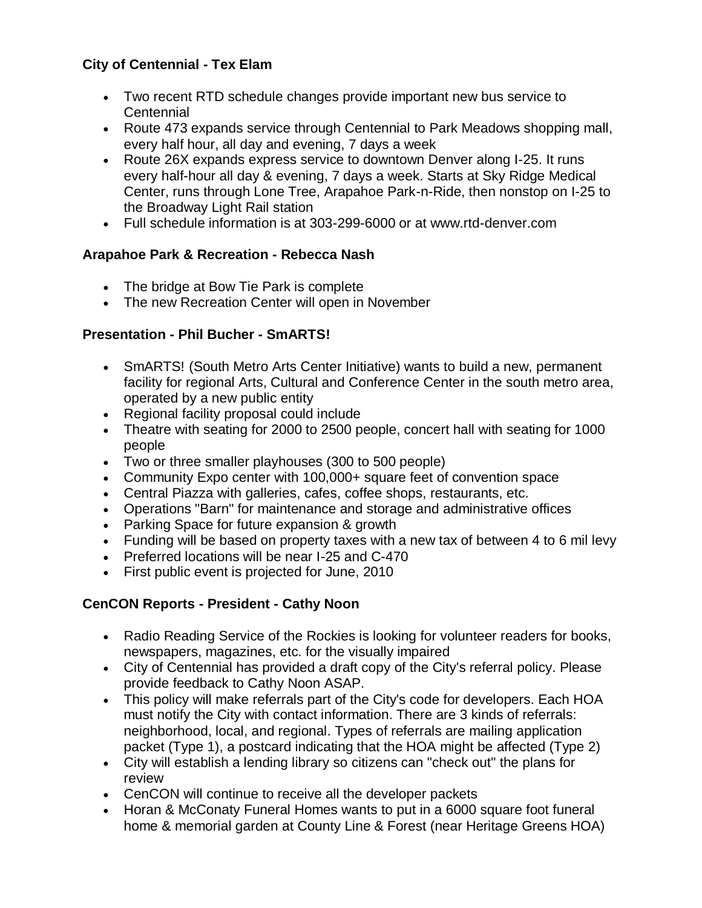**City of Centennial - Tex Elam**

- Two recent RTD schedule changes provide important new bus service to Centennial
- Route 473 expands service through Centennial to Park Meadows shopping mall, every half hour, all day and evening, 7 days a week
- Route 26X expands express service to downtown Denver along I-25. It runs every half-hour all day & evening, 7 days a week. Starts at Sky Ridge Medical Center, runs through Lone Tree, Arapahoe Park-n-Ride, then nonstop on I-25 to the Broadway Light Rail station
- Full schedule information is at 303-299-6000 or at www.rtd-denver.com

**Arapahoe Park & Recreation - Rebecca Nash**

- The bridge at Bow Tie Park is complete
- The new Recreation Center will open in November

**Presentation - Phil Bucher - SmARTS!**

- SmARTS! (South Metro Arts Center Initiative) wants to build a new, permanent facility for regional Arts, Cultural and Conference Center in the south metro area, operated by a new public entity
- Regional facility proposal could include
- Theatre with seating for 2000 to 2500 people, concert hall with seating for 1000 people
- Two or three smaller playhouses (300 to 500 people)
- Community Expo center with 100,000+ square feet of convention space
- Central Piazza with galleries, cafes, coffee shops, restaurants, etc.
- Operations "Barn" for maintenance and storage and administrative offices
- Parking Space for future expansion & growth
- Funding will be based on property taxes with a new tax of between 4 to 6 mil levy
- Preferred locations will be near I-25 and C-470
- First public event is projected for June, 2010

**CenCON Reports - President - Cathy Noon**

- Radio Reading Service of the Rockies is looking for volunteer readers for books, newspapers, magazines, etc. for the visually impaired
- City of Centennial has provided a draft copy of the City's referral policy. Please provide feedback to Cathy Noon ASAP.
- This policy will make referrals part of the City's code for developers. Each HOA must notify the City with contact information. There are 3 kinds of referrals: neighborhood, local, and regional. Types of referrals are mailing application packet (Type 1), a postcard indicating that the HOA might be affected (Type 2)
- City will establish a lending library so citizens can "check out" the plans for review
- CenCON will continue to receive all the developer packets
- Horan & McConaty Funeral Homes wants to put in a 6000 square foot funeral home & memorial garden at County Line & Forest (near Heritage Greens HOA)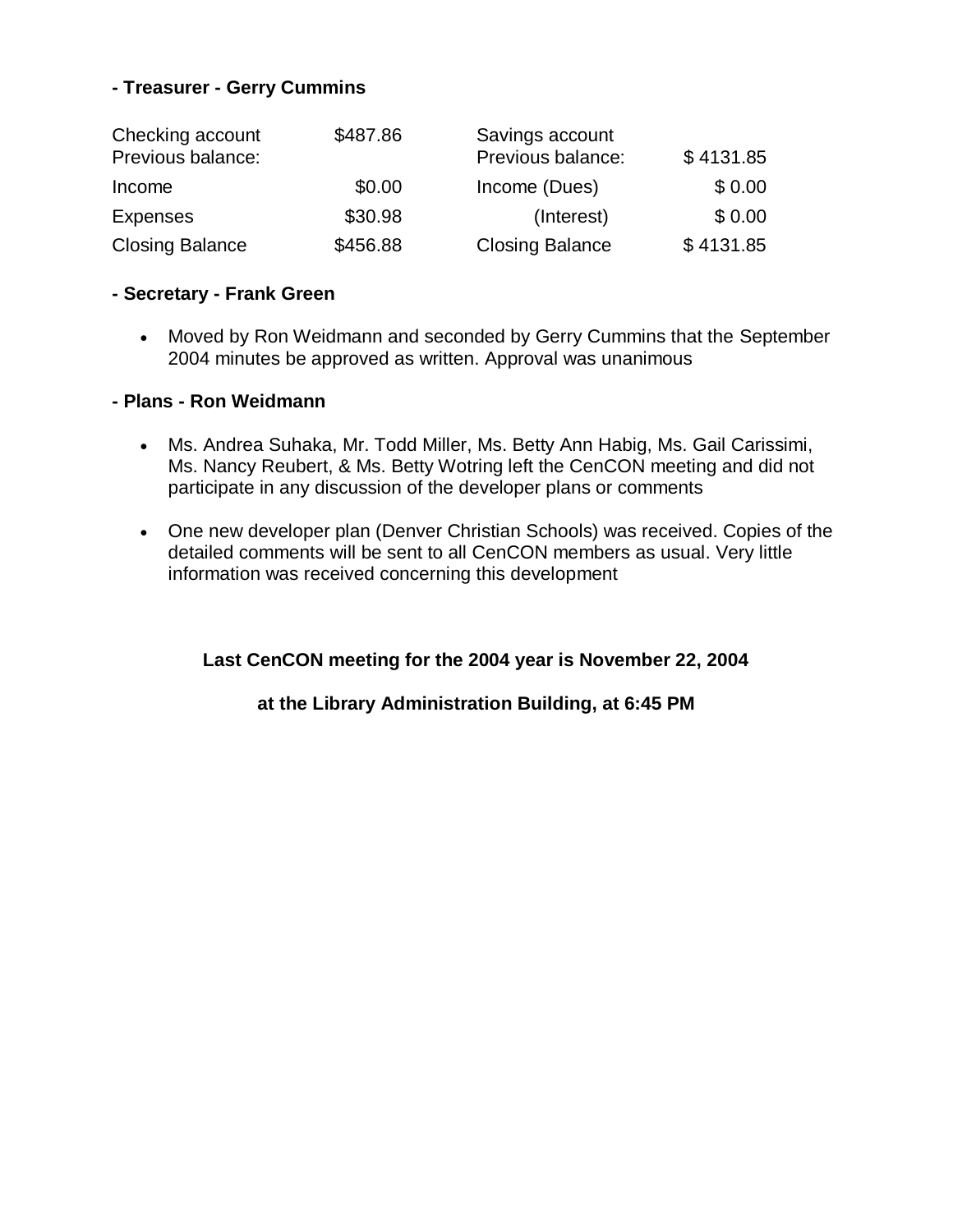**- Treasurer - Gerry Cummins**

| | | | |
|---|---|---|---|
| Checking account Previous balance: | $487.86 | Savings account Previous balance: | $ 4131.85 |
| Income | $0.00 | Income (Dues) | $ 0.00 |
| Expenses | $30.98 | (Interest) | $ 0.00 |
| Closing Balance | $456.88 | Closing Balance | $ 4131.85 |

**- Secretary - Frank Green**

- Moved by Ron Weidmann and seconded by Gerry Cummins that the September 2004 minutes be approved as written. Approval was unanimous

**- Plans - Ron Weidmann**

- Ms. Andrea Suhaka, Mr. Todd Miller, Ms. Betty Ann Habig, Ms. Gail Carissimi, Ms. Nancy Reubert, & Ms. Betty Wotring left the CenCON meeting and did not participate in any discussion of the developer plans or comments

- One new developer plan (Denver Christian Schools) was received. Copies of the detailed comments will be sent to all CenCON members as usual. Very little information was received concerning this development

**Last CenCON meeting for the 2004 year is November 22, 2004**

**at the Library Administration Building, at 6:45 PM**